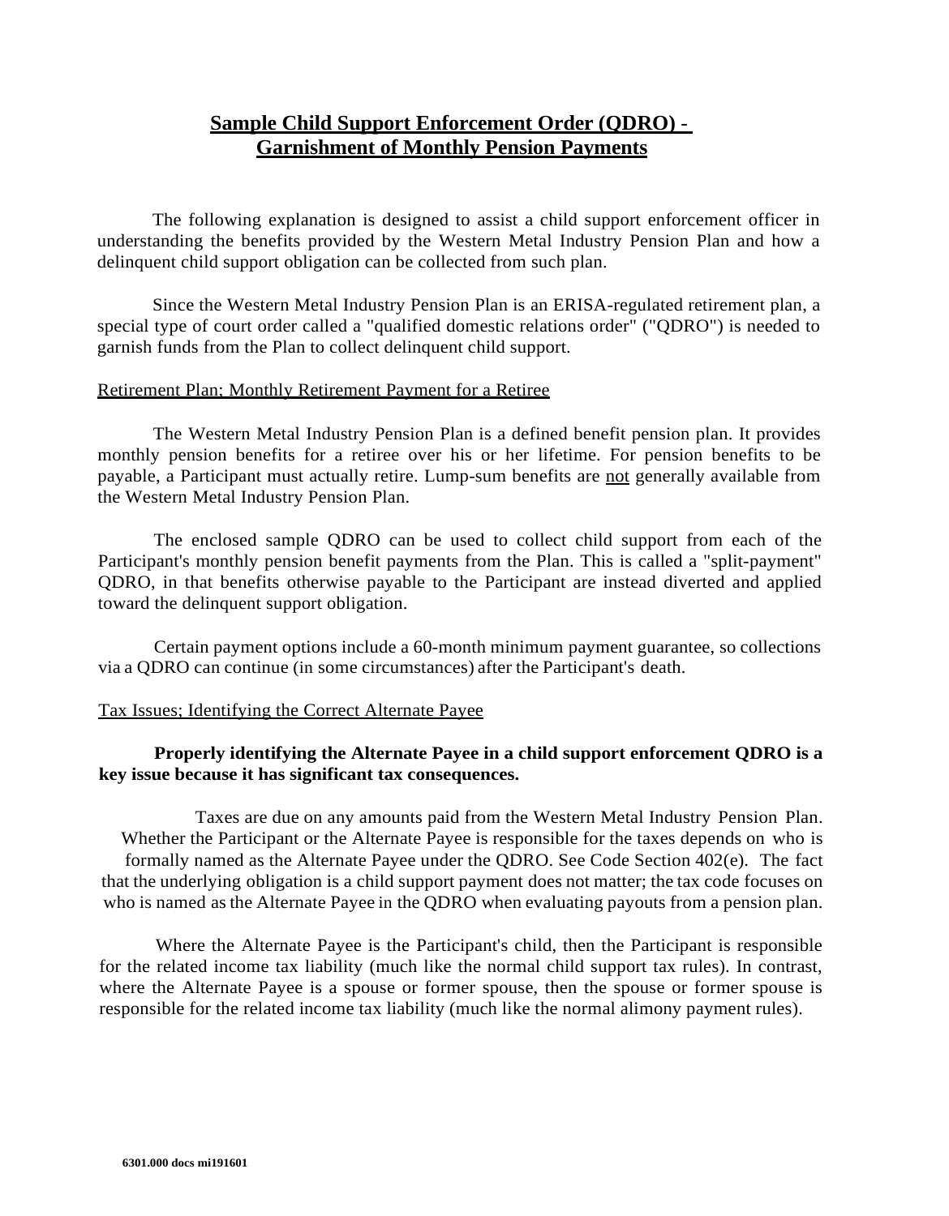# Sample Child Support Enforcement Order (QDRO) - Garnishment of Monthly Pension Payments

The following explanation is designed to assist a child support enforcement officer in understanding the benefits provided by the Western Metal Industry Pension Plan and how a delinquent child support obligation can be collected from such plan.

Since the Western Metal Industry Pension Plan is an ERISA-regulated retirement plan, a special type of court order called a "qualified domestic relations order" ("QDRO") is needed to garnish funds from the Plan to collect delinquent child support.

## Retirement Plan; Monthly Retirement Payment for a Retiree

The Western Metal Industry Pension Plan is a defined benefit pension plan. It provides monthly pension benefits for a retiree over his or her lifetime. For pension benefits to be payable, a Participant must actually retire. Lump-sum benefits are not generally available from the Western Metal Industry Pension Plan.

The enclosed sample QDRO can be used to collect child support from each of the Participant's monthly pension benefit payments from the Plan. This is called a "split-payment" QDRO, in that benefits otherwise payable to the Participant are instead diverted and applied toward the delinquent support obligation.

Certain payment options include a 60-month minimum payment guarantee, so collections via a QDRO can continue (in some circumstances) after the Participant's death.

## Tax Issues; Identifying the Correct Alternate Payee

**Properly identifying the Alternate Payee in a child support enforcement QDRO is a key issue because it has significant tax consequences.**

Taxes are due on any amounts paid from the Western Metal Industry Pension Plan. Whether the Participant or the Alternate Payee is responsible for the taxes depends on who is formally named as the Alternate Payee under the QDRO. See Code Section 402(e). The fact that the underlying obligation is a child support payment does not matter; the tax code focuses on who is named as the Alternate Payee in the QDRO when evaluating payouts from a pension plan.

Where the Alternate Payee is the Participant's child, then the Participant is responsible for the related income tax liability (much like the normal child support tax rules). In contrast, where the Alternate Payee is a spouse or former spouse, then the spouse or former spouse is responsible for the related income tax liability (much like the normal alimony payment rules).

6301.000 docs mi191601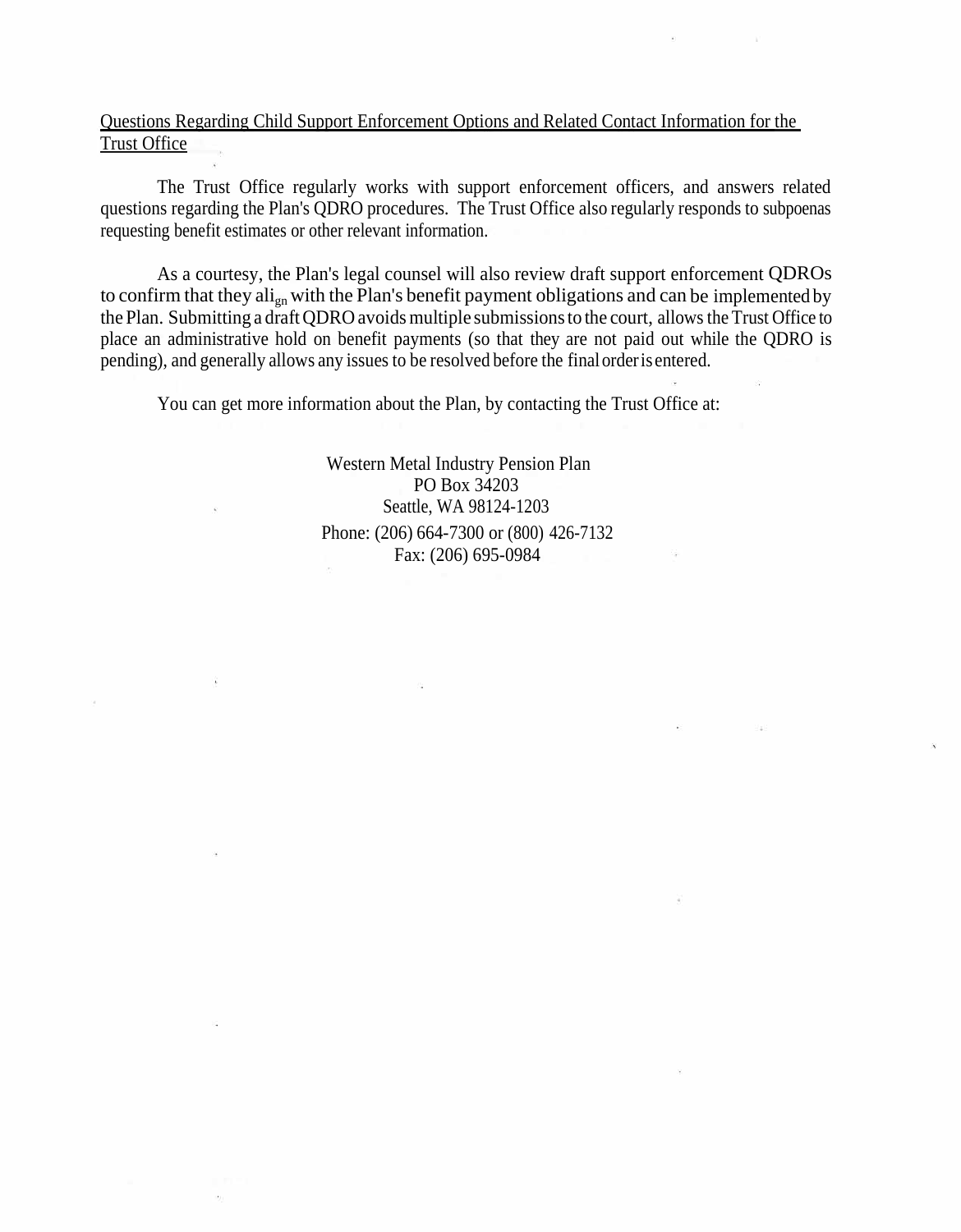Questions Regarding Child Support Enforcement Options and Related Contact Information for the Trust Office

The Trust Office regularly works with support enforcement officers, and answers related questions regarding the Plan's QDRO procedures. The Trust Office also regularly responds to subpoenas requesting benefit estimates or other relevant information.

As a courtesy, the Plan's legal counsel will also review draft support enforcement QDROs to confirm that they align with the Plan's benefit payment obligations and can be implemented by the Plan. Submitting a draft QDRO avoids multiple submissions to the court, allows the Trust Office to place an administrative hold on benefit payments (so that they are not paid out while the QDRO is pending), and generally allows any issues to be resolved before the final order is entered.

You can get more information about the Plan, by contacting the Trust Office at:

Western Metal Industry Pension Plan
PO Box 34203
Seattle, WA 98124-1203
Phone: (206) 664-7300 or (800) 426-7132
Fax: (206) 695-0984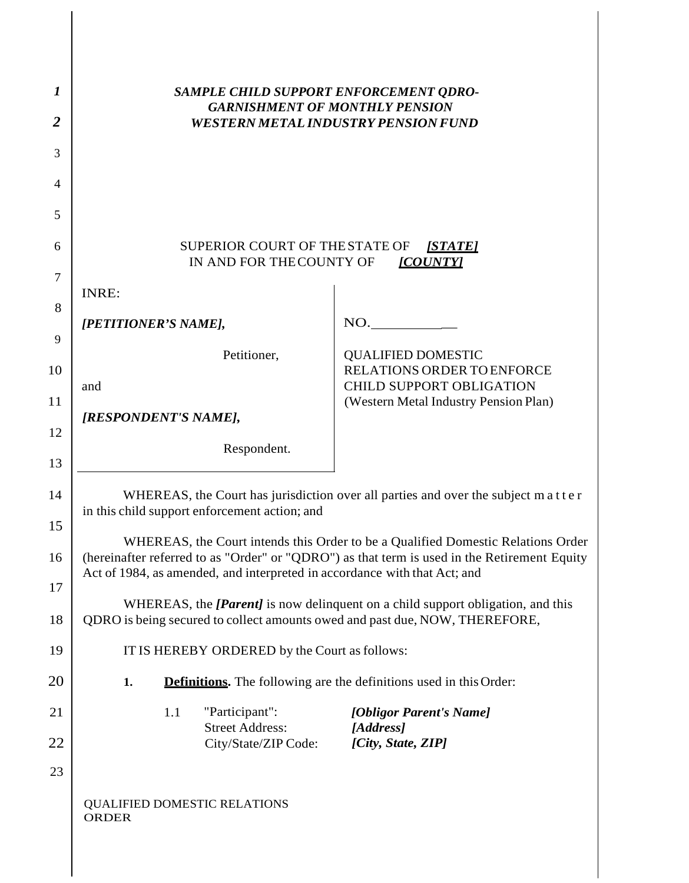***SAMPLE CHILD SUPPORT ENFORCEMENT QDRO-***
***GARNISHMENT OF MONTHLY PENSION***
***WESTERN METAL INDUSTRY PENSION FUND***

SUPERIOR COURT OF THE STATE OF ***[STATE]***
IN AND FOR THE COUNTY OF ***[COUNTY]***

| | |
|---|---|
| INRE:<br><br>***[PETITIONER'S NAME],***<br><br>Petitioner,<br><br>and<br><br>***[RESPONDENT'S NAME],***<br><br>Respondent. | NO.\_\_\_\_\_\_\_\_\_\_\_<br><br>QUALIFIED DOMESTIC RELATIONS ORDER TO ENFORCE CHILD SUPPORT OBLIGATION (Western Metal Industry Pension Plan) |

WHEREAS, the Court has jurisdiction over all parties and over the subject matter in this child support enforcement action; and

WHEREAS, the Court intends this Order to be a Qualified Domestic Relations Order (hereinafter referred to as "Order" or "QDRO") as that term is used in the Retirement Equity Act of 1984, as amended, and interpreted in accordance with that Act; and

WHEREAS, the ***[Parent]*** is now delinquent on a child support obligation, and this QDRO is being secured to collect amounts owed and past due, NOW, THEREFORE,

IT IS HEREBY ORDERED by the Court as follows:

**1.** **Definitions.** The following are the definitions used in this Order:

1.1 "Participant": ***[Obligor Parent's Name]***
Street Address: ***[Address]***
City/State/ZIP Code: ***[City, State, ZIP]***

QUALIFIED DOMESTIC RELATIONS ORDER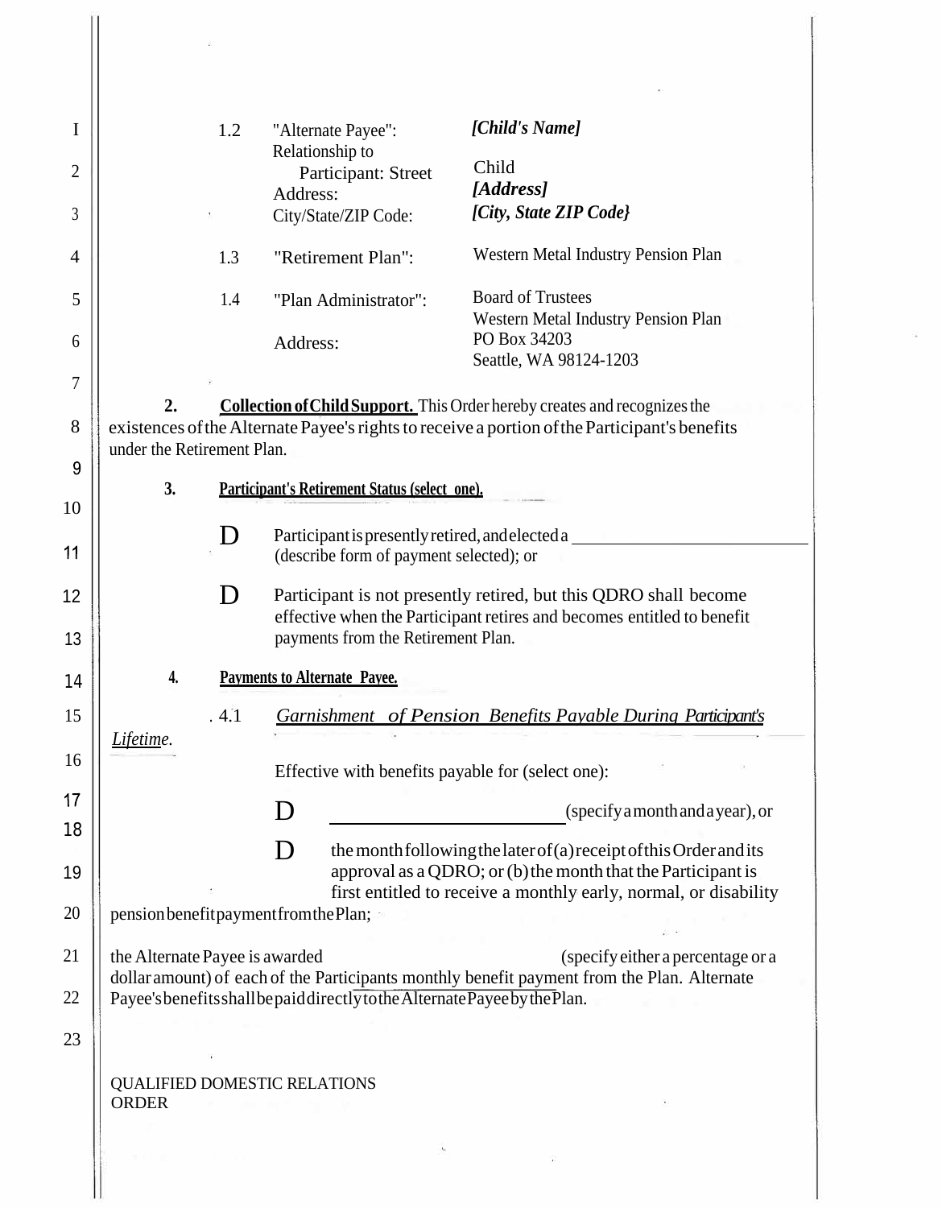1.2 "Alternate Payee": *[Child's Name]*
Relationship to Participant: Child
Street Address: *[Address]*
City/State/ZIP Code: *[City, State ZIP Code}*

1.3 "Retirement Plan": Western Metal Industry Pension Plan

1.4 "Plan Administrator": Board of Trustees
Western Metal Industry Pension Plan
Address: PO Box 34203
Seattle, WA 98124-1203

**2. Collection of Child Support.** This Order hereby creates and recognizes the existences of the Alternate Payee's rights to receive a portion of the Participant's benefits under the Retirement Plan.

**3. Participant's Retirement Status (select one).**

- D Participant is presently retired, and elected a ____________________ (describe form of payment selected); or
- D Participant is not presently retired, but this QDRO shall become effective when the Participant retires and becomes entitled to benefit payments from the Retirement Plan.

**4. Payments to Alternate Payee.**

4.1 *Garnishment of Pension Benefits Payable During Participant's Lifetime.*

Effective with benefits payable for (select one):

- D ____________________ (specify a month and a year), or
- D the month following the later of (a) receipt of this Order and its approval as a QDRO; or (b) the month that the Participant is first entitled to receive a monthly early, normal, or disability pension benefit payment from the Plan;

the Alternate Payee is awarded ____________________ (specify either a percentage or a dollar amount) of each of the Participants monthly benefit payment from the Plan. Alternate Payee's benefits shall be paid directly to the Alternate Payee by the Plan.

QUALIFIED DOMESTIC RELATIONS ORDER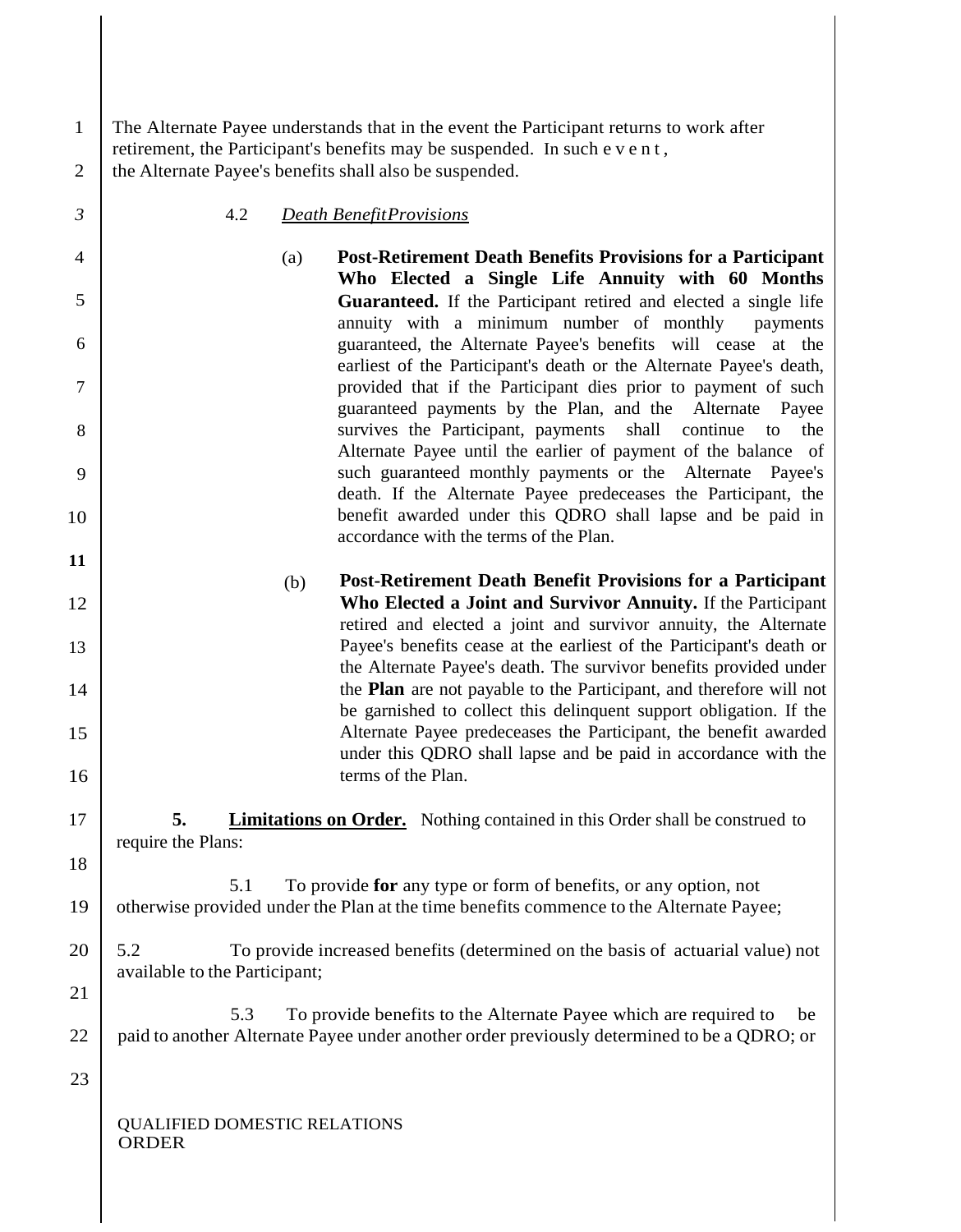The Alternate Payee understands that in the event the Participant returns to work after retirement, the Participant's benefits may be suspended. In such event, the Alternate Payee's benefits shall also be suspended.

4.2 *Death Benefit Provisions*

(a) **Post-Retirement Death Benefits Provisions for a Participant Who Elected a Single Life Annuity with 60 Months Guaranteed.** If the Participant retired and elected a single life annuity with a minimum number of monthly payments guaranteed, the Alternate Payee's benefits will cease at the earliest of the Participant's death or the Alternate Payee's death, provided that if the Participant dies prior to payment of such guaranteed payments by the Plan, and the Alternate Payee survives the Participant, payments shall continue to the Alternate Payee until the earlier of payment of the balance of such guaranteed monthly payments or the Alternate Payee's death. If the Alternate Payee predeceases the Participant, the benefit awarded under this QDRO shall lapse and be paid in accordance with the terms of the Plan.

(b) **Post-Retirement Death Benefit Provisions for a Participant Who Elected a Joint and Survivor Annuity.** If the Participant retired and elected a joint and survivor annuity, the Alternate Payee's benefits cease at the earliest of the Participant's death or the Alternate Payee's death. The survivor benefits provided under the **Plan** are not payable to the Participant, and therefore will not be garnished to collect this delinquent support obligation. If the Alternate Payee predeceases the Participant, the benefit awarded under this QDRO shall lapse and be paid in accordance with the terms of the Plan.

**5. Limitations on Order.** Nothing contained in this Order shall be construed to require the Plans:

5.1 To provide **for** any type or form of benefits, or any option, not otherwise provided under the Plan at the time benefits commence to the Alternate Payee;

5.2 To provide increased benefits (determined on the basis of actuarial value) not available to the Participant;

5.3 To provide benefits to the Alternate Payee which are required to be paid to another Alternate Payee under another order previously determined to be a QDRO; or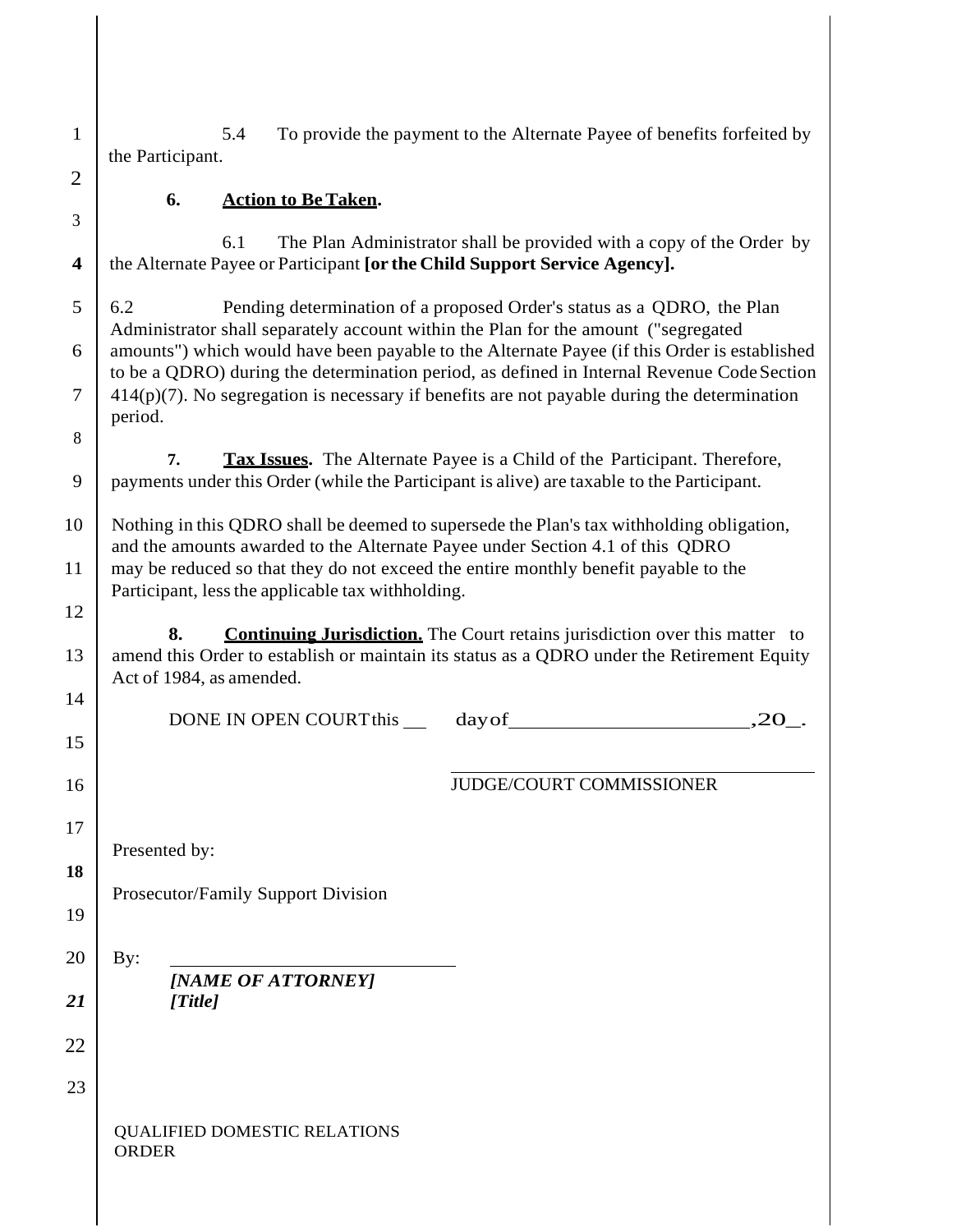5.4 To provide the payment to the Alternate Payee of benefits forfeited by the Participant.

**6. <u>Action to Be Taken</u>.**

6.1 The Plan Administrator shall be provided with a copy of the Order by the Alternate Payee or Participant **[or the Child Support Service Agency].**

6.2 Pending determination of a proposed Order's status as a QDRO, the Plan Administrator shall separately account within the Plan for the amount ("segregated amounts") which would have been payable to the Alternate Payee (if this Order is established to be a QDRO) during the determination period, as defined in Internal Revenue Code Section 414(p)(7). No segregation is necessary if benefits are not payable during the determination period.

**7. <u>Tax Issues</u>.** The Alternate Payee is a Child of the Participant. Therefore, payments under this Order (while the Participant is alive) are taxable to the Participant.

Nothing in this QDRO shall be deemed to supersede the Plan's tax withholding obligation, and the amounts awarded to the Alternate Payee under Section 4.1 of this QDRO may be reduced so that they do not exceed the entire monthly benefit payable to the Participant, less the applicable tax withholding.

**8. <u>Continuing Jurisdiction.</u>** The Court retains jurisdiction over this matter to amend this Order to establish or maintain its status as a QDRO under the Retirement Equity Act of 1984, as amended.

DONE IN OPEN COURT this ___ day of ______________________, 20__.

______________________________
JUDGE/COURT COMMISSIONER

Presented by:

Prosecutor/Family Support Division

By: ______________________________
***[NAME OF ATTORNEY]***
***[Title]***

QUALIFIED DOMESTIC RELATIONS ORDER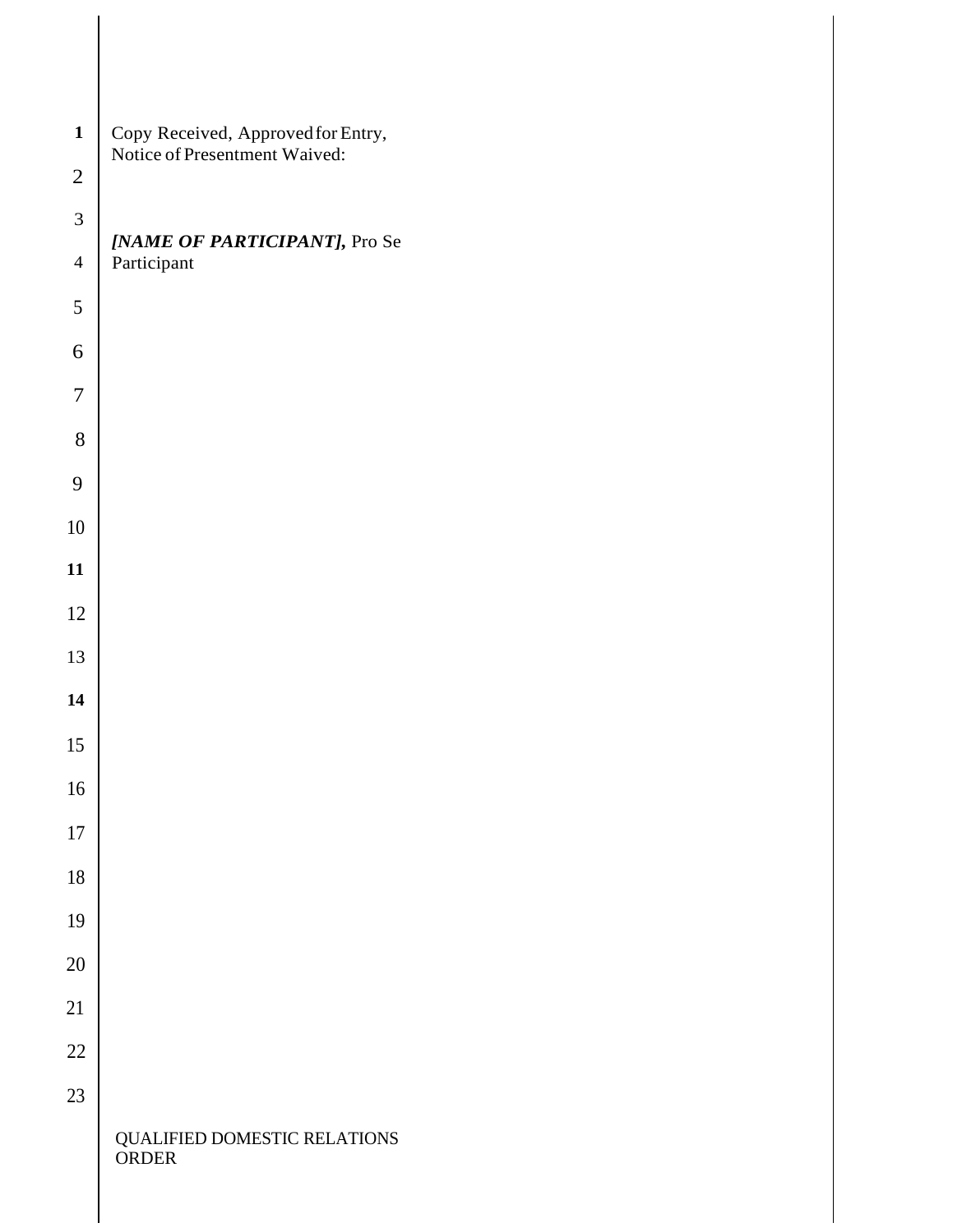Copy Received, Approved for Entry,
Notice of Presentment Waived:

***[NAME OF PARTICIPANT],*** Pro Se
Participant